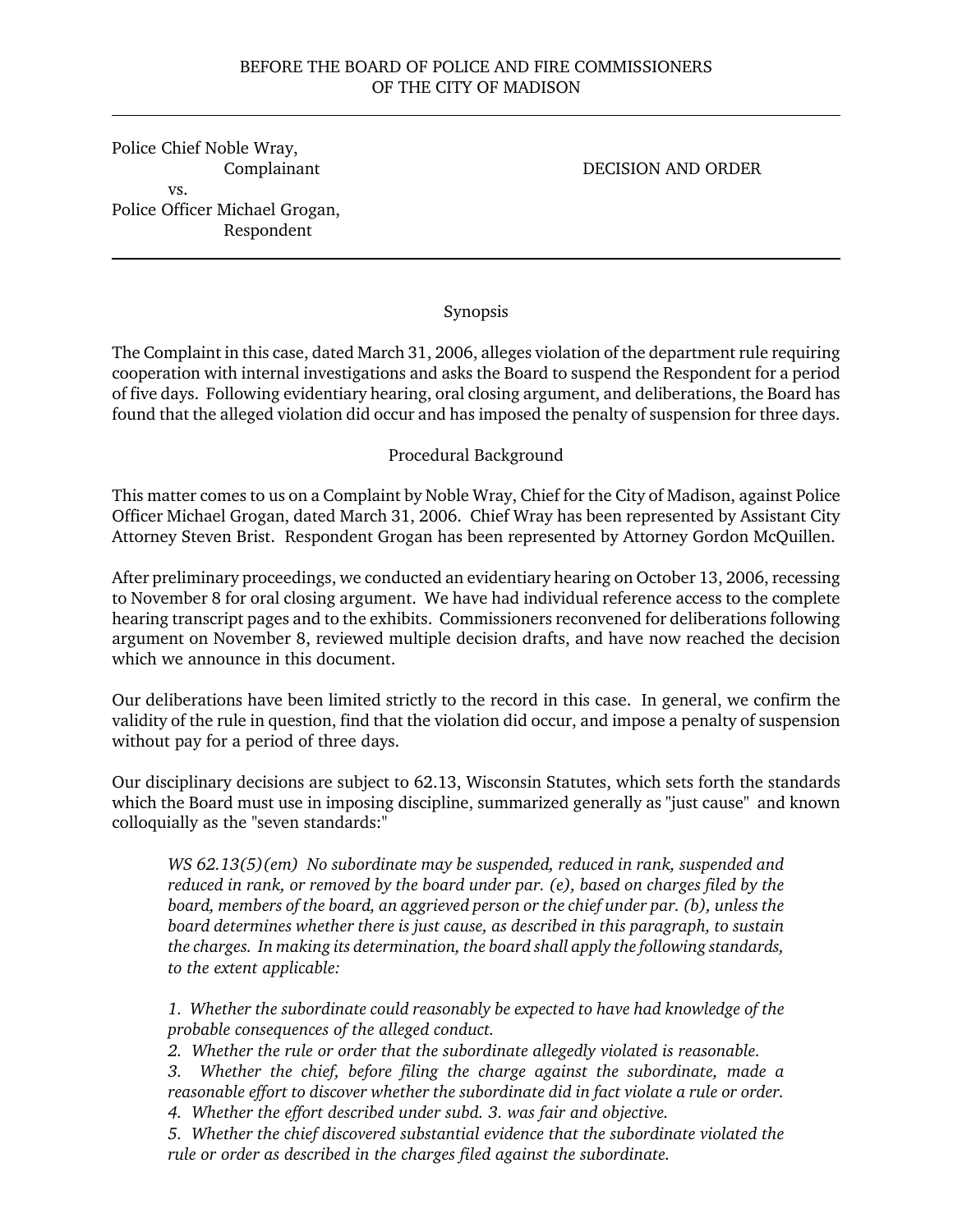BEFORE THE BOARD OF POLICE AND FIRE COMMISSIONERS
OF THE CITY OF MADISON

---

Police Chief Noble Wray,
Complainant

vs.

Police Officer Michael Grogan,
Respondent

DECISION AND ORDER

---

## Synopsis

The Complaint in this case, dated March 31, 2006, alleges violation of the department rule requiring cooperation with internal investigations and asks the Board to suspend the Respondent for a period of five days. Following evidentiary hearing, oral closing argument, and deliberations, the Board has found that the alleged violation did occur and has imposed the penalty of suspension for three days.

## Procedural Background

This matter comes to us on a Complaint by Noble Wray, Chief for the City of Madison, against Police Officer Michael Grogan, dated March 31, 2006. Chief Wray has been represented by Assistant City Attorney Steven Brist. Respondent Grogan has been represented by Attorney Gordon McQuillen.

After preliminary proceedings, we conducted an evidentiary hearing on October 13, 2006, recessing to November 8 for oral closing argument. We have had individual reference access to the complete hearing transcript pages and to the exhibits. Commissioners reconvened for deliberations following argument on November 8, reviewed multiple decision drafts, and have now reached the decision which we announce in this document.

Our deliberations have been limited strictly to the record in this case. In general, we confirm the validity of the rule in question, find that the violation did occur, and impose a penalty of suspension without pay for a period of three days.

Our disciplinary decisions are subject to 62.13, Wisconsin Statutes, which sets forth the standards which the Board must use in imposing discipline, summarized generally as "just cause" and known colloquially as the "seven standards:"

> *WS 62.13(5)(em) No subordinate may be suspended, reduced in rank, suspended and reduced in rank, or removed by the board under par. (e), based on charges filed by the board, members of the board, an aggrieved person or the chief under par. (b), unless the board determines whether there is just cause, as described in this paragraph, to sustain the charges. In making its determination, the board shall apply the following standards, to the extent applicable:*
>
> *1. Whether the subordinate could reasonably be expected to have had knowledge of the probable consequences of the alleged conduct.*
> *2. Whether the rule or order that the subordinate allegedly violated is reasonable.*
> *3. Whether the chief, before filing the charge against the subordinate, made a reasonable effort to discover whether the subordinate did in fact violate a rule or order.*
> *4. Whether the effort described under subd. 3. was fair and objective.*
> *5. Whether the chief discovered substantial evidence that the subordinate violated the rule or order as described in the charges filed against the subordinate.*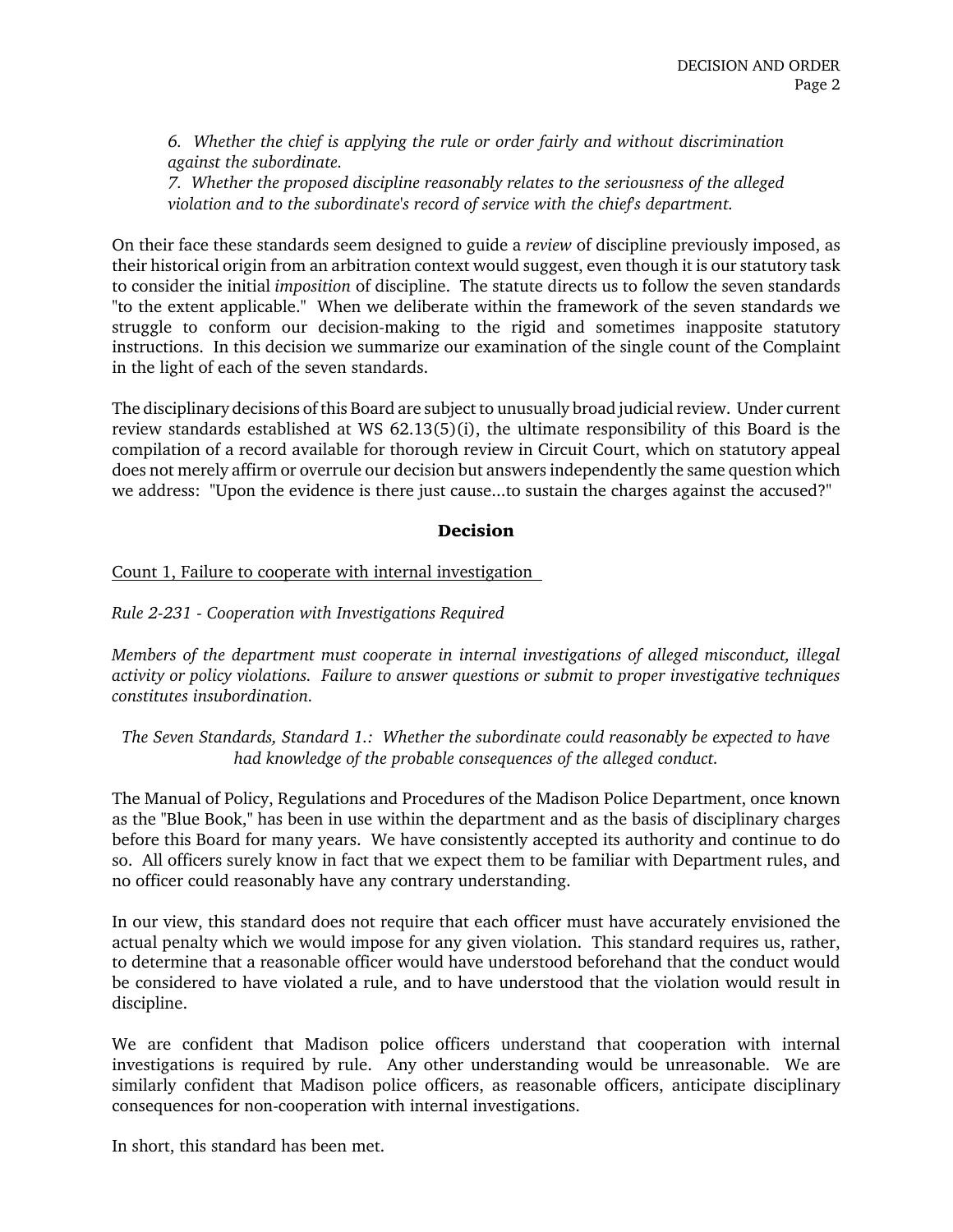*6. Whether the chief is applying the rule or order fairly and without discrimination against the subordinate.*
*7. Whether the proposed discipline reasonably relates to the seriousness of the alleged violation and to the subordinate's record of service with the chief's department.*

On their face these standards seem designed to guide a *review* of discipline previously imposed, as their historical origin from an arbitration context would suggest, even though it is our statutory task to consider the initial *imposition* of discipline. The statute directs us to follow the seven standards "to the extent applicable." When we deliberate within the framework of the seven standards we struggle to conform our decision-making to the rigid and sometimes inapposite statutory instructions. In this decision we summarize our examination of the single count of the Complaint in the light of each of the seven standards.

The disciplinary decisions of this Board are subject to unusually broad judicial review. Under current review standards established at WS 62.13(5)(i), the ultimate responsibility of this Board is the compilation of a record available for thorough review in Circuit Court, which on statutory appeal does not merely affirm or overrule our decision but answers independently the same question which we address: "Upon the evidence is there just cause...to sustain the charges against the accused?"

## Decision

Count 1, Failure to cooperate with internal investigation

*Rule 2-231 - Cooperation with Investigations Required*

*Members of the department must cooperate in internal investigations of alleged misconduct, illegal activity or policy violations. Failure to answer questions or submit to proper investigative techniques constitutes insubordination.*

*The Seven Standards, Standard 1.: Whether the subordinate could reasonably be expected to have had knowledge of the probable consequences of the alleged conduct.*

The Manual of Policy, Regulations and Procedures of the Madison Police Department, once known as the "Blue Book," has been in use within the department and as the basis of disciplinary charges before this Board for many years. We have consistently accepted its authority and continue to do so. All officers surely know in fact that we expect them to be familiar with Department rules, and no officer could reasonably have any contrary understanding.

In our view, this standard does not require that each officer must have accurately envisioned the actual penalty which we would impose for any given violation. This standard requires us, rather, to determine that a reasonable officer would have understood beforehand that the conduct would be considered to have violated a rule, and to have understood that the violation would result in discipline.

We are confident that Madison police officers understand that cooperation with internal investigations is required by rule. Any other understanding would be unreasonable. We are similarly confident that Madison police officers, as reasonable officers, anticipate disciplinary consequences for non-cooperation with internal investigations.

In short, this standard has been met.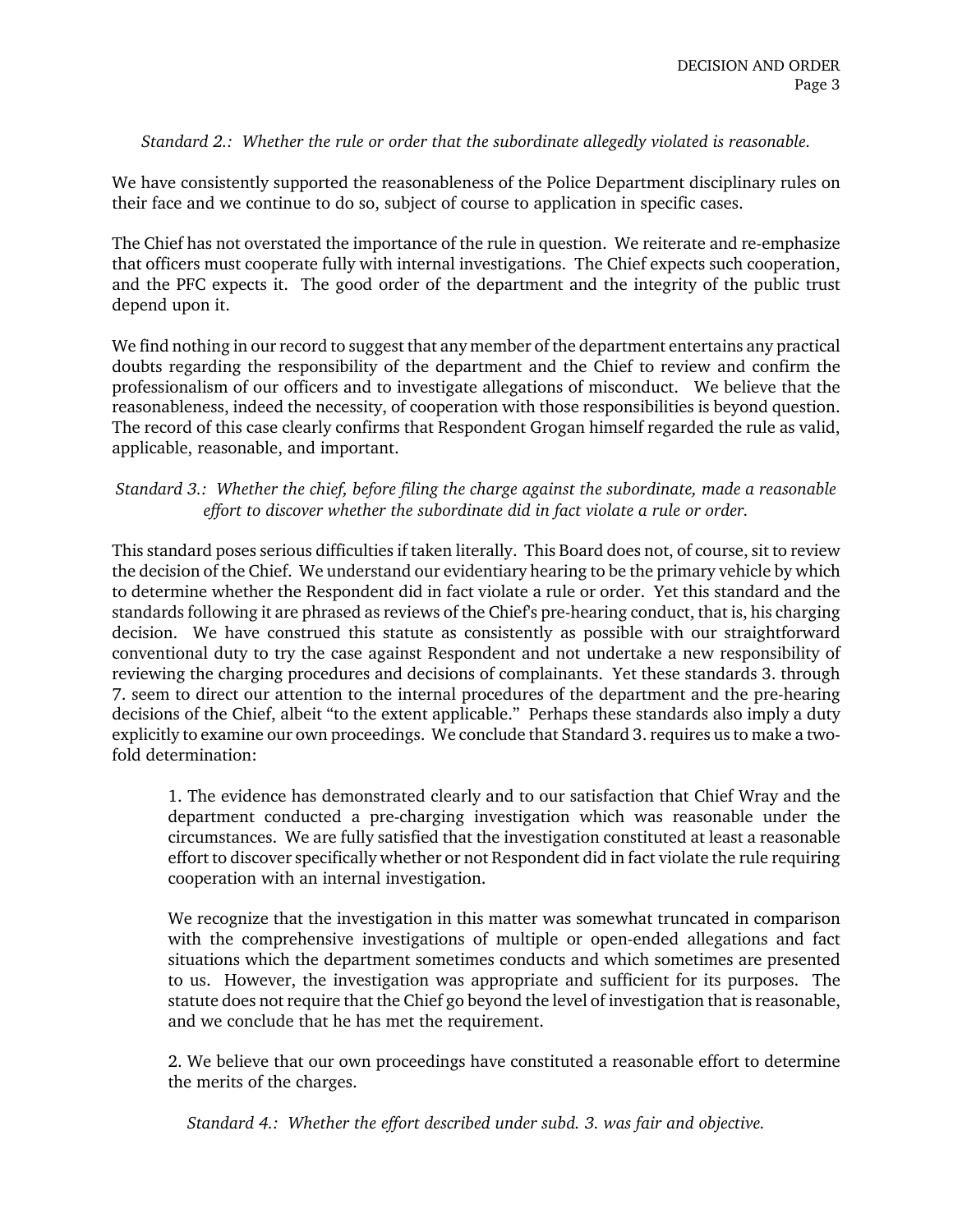*Standard 2.: Whether the rule or order that the subordinate allegedly violated is reasonable.*

We have consistently supported the reasonableness of the Police Department disciplinary rules on their face and we continue to do so, subject of course to application in specific cases.

The Chief has not overstated the importance of the rule in question. We reiterate and re-emphasize that officers must cooperate fully with internal investigations. The Chief expects such cooperation, and the PFC expects it. The good order of the department and the integrity of the public trust depend upon it.

We find nothing in our record to suggest that any member of the department entertains any practical doubts regarding the responsibility of the department and the Chief to review and confirm the professionalism of our officers and to investigate allegations of misconduct. We believe that the reasonableness, indeed the necessity, of cooperation with those responsibilities is beyond question. The record of this case clearly confirms that Respondent Grogan himself regarded the rule as valid, applicable, reasonable, and important.

*Standard 3.: Whether the chief, before filing the charge against the subordinate, made a reasonable effort to discover whether the subordinate did in fact violate a rule or order.*

This standard poses serious difficulties if taken literally. This Board does not, of course, sit to review the decision of the Chief. We understand our evidentiary hearing to be the primary vehicle by which to determine whether the Respondent did in fact violate a rule or order. Yet this standard and the standards following it are phrased as reviews of the Chief's pre-hearing conduct, that is, his charging decision. We have construed this statute as consistently as possible with our straightforward conventional duty to try the case against Respondent and not undertake a new responsibility of reviewing the charging procedures and decisions of complainants. Yet these standards 3. through 7. seem to direct our attention to the internal procedures of the department and the pre-hearing decisions of the Chief, albeit "to the extent applicable." Perhaps these standards also imply a duty explicitly to examine our own proceedings. We conclude that Standard 3. requires us to make a two-fold determination:

> 1. The evidence has demonstrated clearly and to our satisfaction that Chief Wray and the department conducted a pre-charging investigation which was reasonable under the circumstances. We are fully satisfied that the investigation constituted at least a reasonable effort to discover specifically whether or not Respondent did in fact violate the rule requiring cooperation with an internal investigation.
>
> We recognize that the investigation in this matter was somewhat truncated in comparison with the comprehensive investigations of multiple or open-ended allegations and fact situations which the department sometimes conducts and which sometimes are presented to us. However, the investigation was appropriate and sufficient for its purposes. The statute does not require that the Chief go beyond the level of investigation that is reasonable, and we conclude that he has met the requirement.
>
> 2. We believe that our own proceedings have constituted a reasonable effort to determine the merits of the charges.

*Standard 4.: Whether the effort described under subd. 3. was fair and objective.*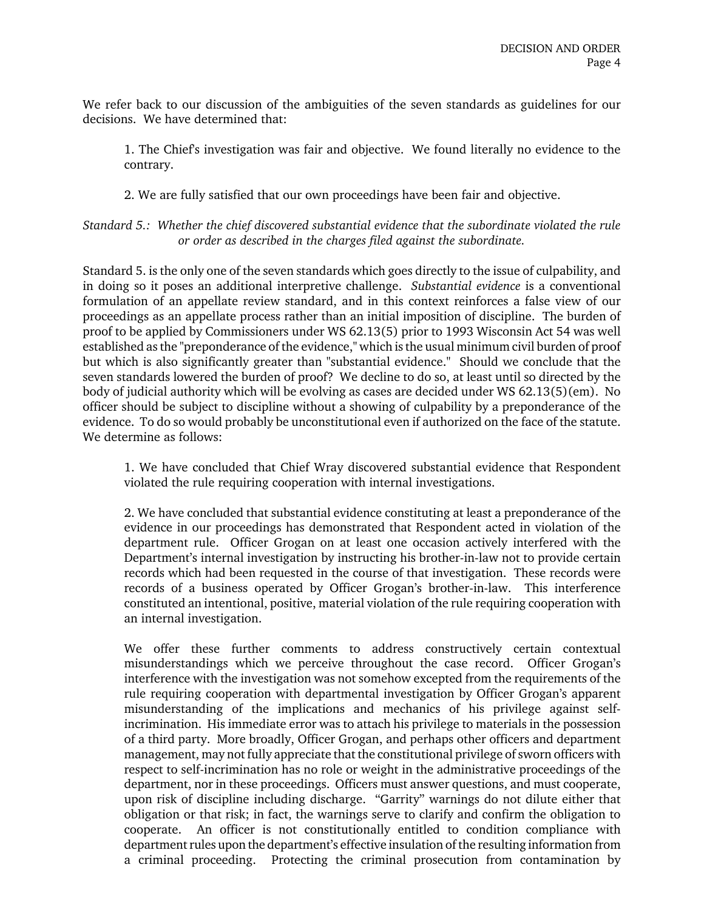We refer back to our discussion of the ambiguities of the seven standards as guidelines for our decisions. We have determined that:

> 1. The Chief's investigation was fair and objective. We found literally no evidence to the contrary.
>
> 2. We are fully satisfied that our own proceedings have been fair and objective.

*Standard 5.: Whether the chief discovered substantial evidence that the subordinate violated the rule or order as described in the charges filed against the subordinate.*

Standard 5. is the only one of the seven standards which goes directly to the issue of culpability, and in doing so it poses an additional interpretive challenge. *Substantial evidence* is a conventional formulation of an appellate review standard, and in this context reinforces a false view of our proceedings as an appellate process rather than an initial imposition of discipline. The burden of proof to be applied by Commissioners under WS 62.13(5) prior to 1993 Wisconsin Act 54 was well established as the "preponderance of the evidence," which is the usual minimum civil burden of proof but which is also significantly greater than "substantial evidence." Should we conclude that the seven standards lowered the burden of proof? We decline to do so, at least until so directed by the body of judicial authority which will be evolving as cases are decided under WS 62.13(5)(em). No officer should be subject to discipline without a showing of culpability by a preponderance of the evidence. To do so would probably be unconstitutional even if authorized on the face of the statute. We determine as follows:

> 1. We have concluded that Chief Wray discovered substantial evidence that Respondent violated the rule requiring cooperation with internal investigations.
>
> 2. We have concluded that substantial evidence constituting at least a preponderance of the evidence in our proceedings has demonstrated that Respondent acted in violation of the department rule. Officer Grogan on at least one occasion actively interfered with the Department's internal investigation by instructing his brother-in-law not to provide certain records which had been requested in the course of that investigation. These records were records of a business operated by Officer Grogan's brother-in-law. This interference constituted an intentional, positive, material violation of the rule requiring cooperation with an internal investigation.
>
> We offer these further comments to address constructively certain contextual misunderstandings which we perceive throughout the case record. Officer Grogan's interference with the investigation was not somehow excepted from the requirements of the rule requiring cooperation with departmental investigation by Officer Grogan's apparent misunderstanding of the implications and mechanics of his privilege against self-incrimination. His immediate error was to attach his privilege to materials in the possession of a third party. More broadly, Officer Grogan, and perhaps other officers and department management, may not fully appreciate that the constitutional privilege of sworn officers with respect to self-incrimination has no role or weight in the administrative proceedings of the department, nor in these proceedings. Officers must answer questions, and must cooperate, upon risk of discipline including discharge. "Garrity" warnings do not dilute either that obligation or that risk; in fact, the warnings serve to clarify and confirm the obligation to cooperate. An officer is not constitutionally entitled to condition compliance with department rules upon the department's effective insulation of the resulting information from a criminal proceeding. Protecting the criminal prosecution from contamination by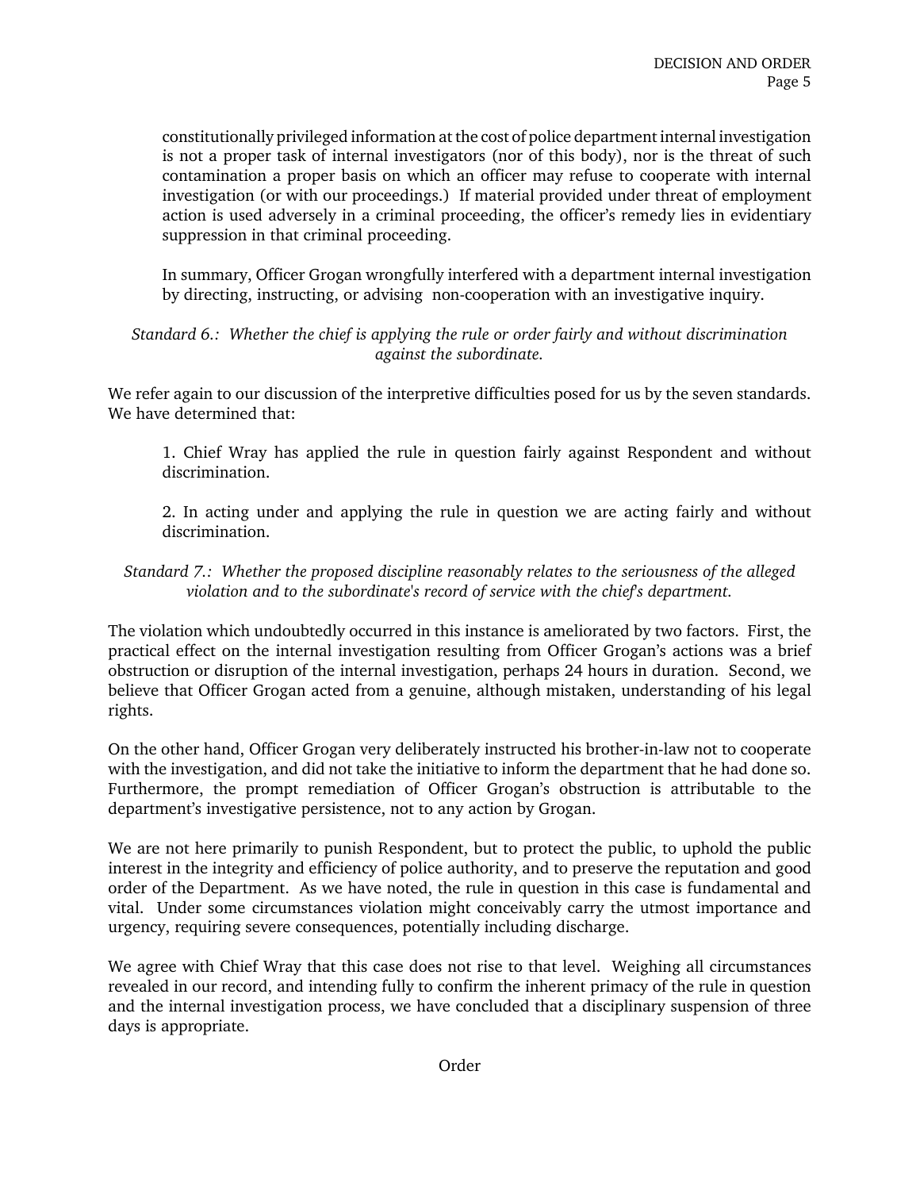constitutionally privileged information at the cost of police department internal investigation is not a proper task of internal investigators (nor of this body), nor is the threat of such contamination a proper basis on which an officer may refuse to cooperate with internal investigation (or with our proceedings.) If material provided under threat of employment action is used adversely in a criminal proceeding, the officer's remedy lies in evidentiary suppression in that criminal proceeding.

> In summary, Officer Grogan wrongfully interfered with a department internal investigation by directing, instructing, or advising non-cooperation with an investigative inquiry.

*Standard 6.: Whether the chief is applying the rule or order fairly and without discrimination against the subordinate.*

We refer again to our discussion of the interpretive difficulties posed for us by the seven standards. We have determined that:

> 1. Chief Wray has applied the rule in question fairly against Respondent and without discrimination.
>
> 2. In acting under and applying the rule in question we are acting fairly and without discrimination.

*Standard 7.: Whether the proposed discipline reasonably relates to the seriousness of the alleged violation and to the subordinate's record of service with the chief's department.*

The violation which undoubtedly occurred in this instance is ameliorated by two factors. First, the practical effect on the internal investigation resulting from Officer Grogan's actions was a brief obstruction or disruption of the internal investigation, perhaps 24 hours in duration. Second, we believe that Officer Grogan acted from a genuine, although mistaken, understanding of his legal rights.

On the other hand, Officer Grogan very deliberately instructed his brother-in-law not to cooperate with the investigation, and did not take the initiative to inform the department that he had done so. Furthermore, the prompt remediation of Officer Grogan's obstruction is attributable to the department's investigative persistence, not to any action by Grogan.

We are not here primarily to punish Respondent, but to protect the public, to uphold the public interest in the integrity and efficiency of police authority, and to preserve the reputation and good order of the Department. As we have noted, the rule in question in this case is fundamental and vital. Under some circumstances violation might conceivably carry the utmost importance and urgency, requiring severe consequences, potentially including discharge.

We agree with Chief Wray that this case does not rise to that level. Weighing all circumstances revealed in our record, and intending fully to confirm the inherent primacy of the rule in question and the internal investigation process, we have concluded that a disciplinary suspension of three days is appropriate.

## Order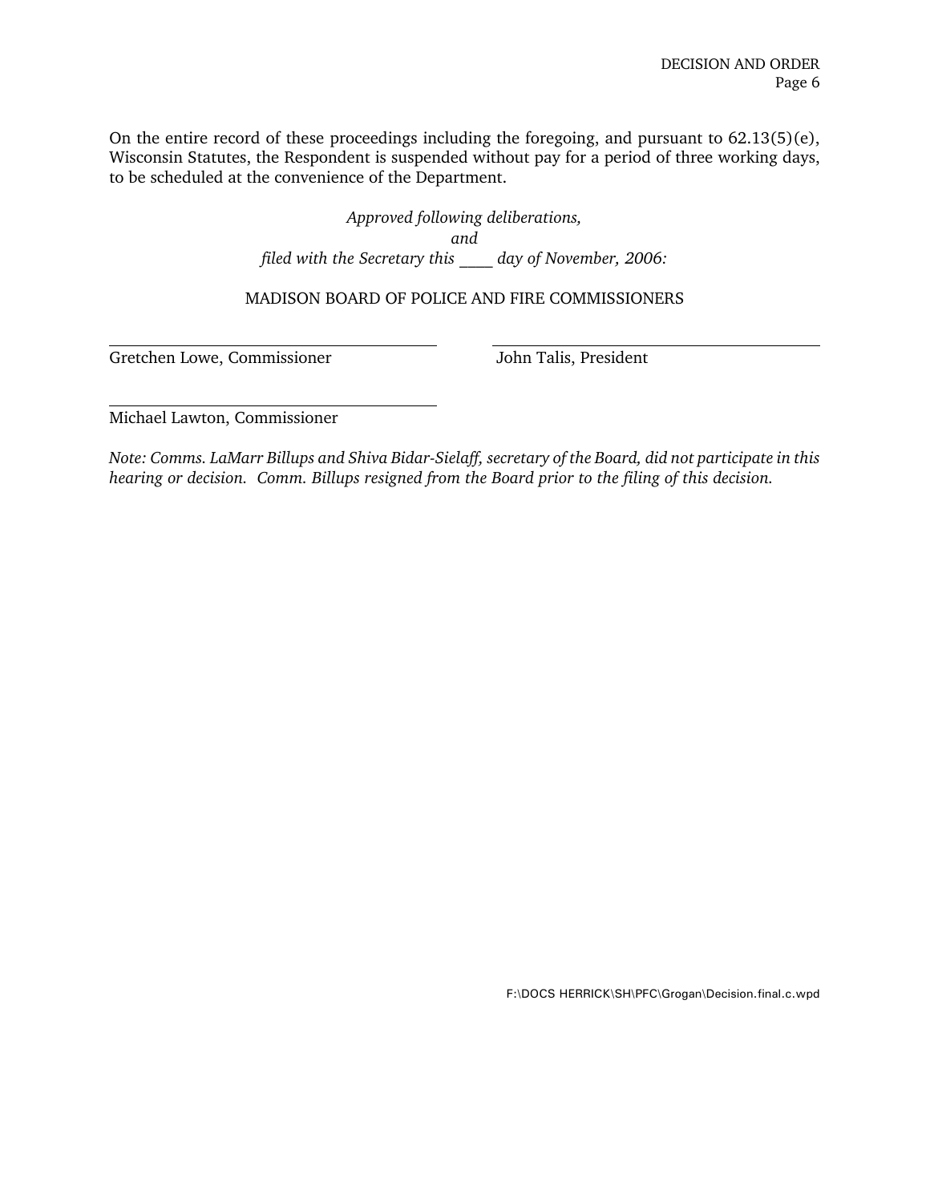On the entire record of these proceedings including the foregoing, and pursuant to 62.13(5)(e), Wisconsin Statutes, the Respondent is suspended without pay for a period of three working days, to be scheduled at the convenience of the Department.

*Approved following deliberations,*
*and*
*filed with the Secretary this ____ day of November, 2006:*

MADISON BOARD OF POLICE AND FIRE COMMISSIONERS

______________________________
Gretchen Lowe, Commissioner

______________________________
John Talis, President

______________________________
Michael Lawton, Commissioner

*Note: Comms. LaMarr Billups and Shiva Bidar-Sielaff, secretary of the Board, did not participate in this hearing or decision. Comm. Billups resigned from the Board prior to the filing of this decision.*

F:\DOCS HERRICK\SH\PFC\Grogan\Decision.final.c.wpd